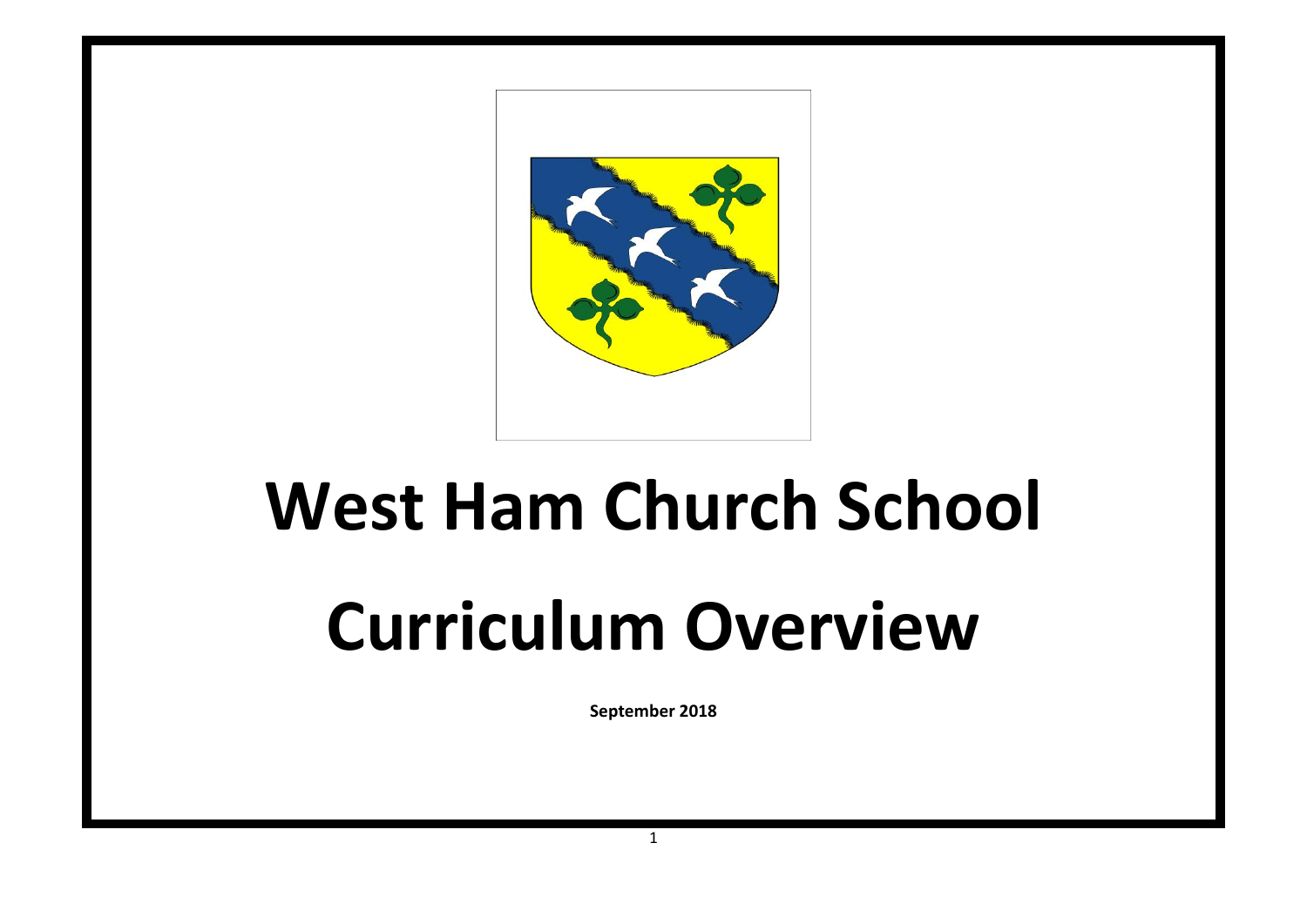# West Ham Church School

# Curriculum Overview

**September 2018**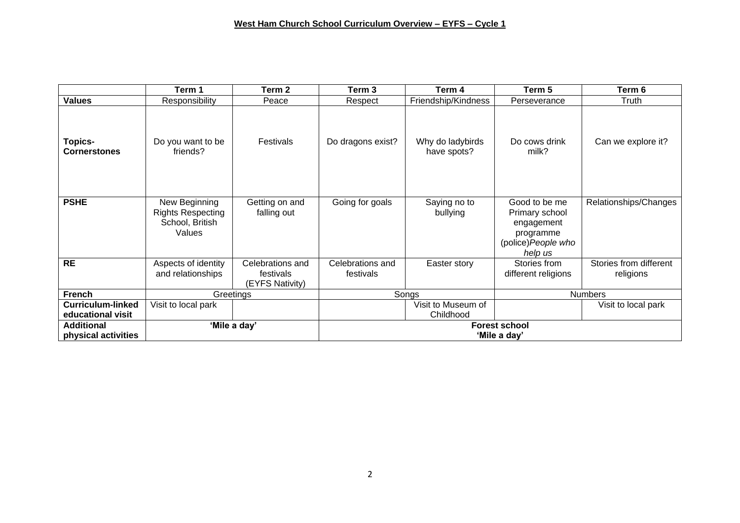**West Ham Church School Curriculum Overview – EYFS – Cycle 1**

| | Term 1 | Term 2 | Term 3 | Term 4 | Term 5 | Term 6 |
|---|---|---|---|---|---|---|
| **Values** | Responsibility | Peace | Respect | Friendship/Kindness | Perseverance | Truth |
| **Topics- Cornerstones** | Do you want to be friends? | Festivals | Do dragons exist? | Why do ladybirds have spots? | Do cows drink milk? | Can we explore it? |
| **PSHE** | New Beginning Rights Respecting School, British Values | Getting on and falling out | Going for goals | Saying no to bullying | Good to be me Primary school engagement programme (police) *People who help us* | Relationships/Changes |
| **RE** | Aspects of identity and relationships | Celebrations and festivals (EYFS Nativity) | Celebrations and festivals | Easter story | Stories from different religions | Stories from different religions |
| **French** | Greetings | | Songs | | Numbers | |
| **Curriculum-linked educational visit** | Visit to local park | | | Visit to Museum of Childhood | | Visit to local park |
| **Additional physical activities** | **'Mile a day'** | | **Forest school 'Mile a day'** | | | |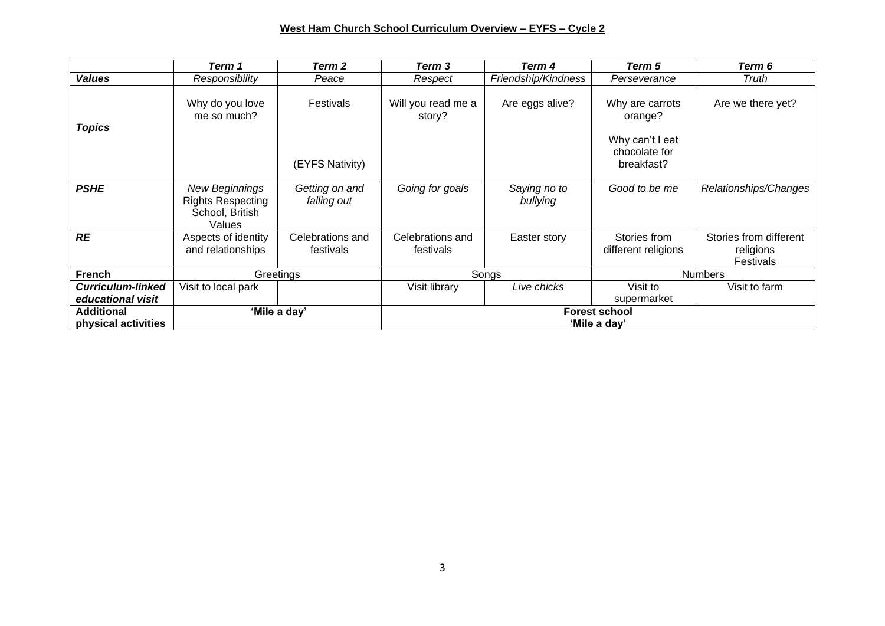**West Ham Church School Curriculum Overview – EYFS – Cycle 2**

| | *Term 1* | *Term 2* | *Term 3* | *Term 4* | *Term 5* | *Term 6* |
|---|---|---|---|---|---|---|
| ***Values*** | *Responsibility* | *Peace* | *Respect* | *Friendship/Kindness* | *Perseverance* | *Truth* |
| ***Topics*** | Why do you love me so much? | Festivals<br><br>(EYFS Nativity) | Will you read me a story? | Are eggs alive? | Why are carrots orange?<br><br>Why can't I eat chocolate for breakfast? | Are we there yet? |
| ***PSHE*** | *New Beginnings*<br>Rights Respecting School, British Values | *Getting on and falling out* | *Going for goals* | *Saying no to bullying* | *Good to be me* | *Relationships/Changes* |
| ***RE*** | Aspects of identity and relationships | Celebrations and festivals | Celebrations and festivals | Easter story | Stories from different religions | Stories from different religions Festivals |
| **French** | Greetings | | Songs | | Numbers | |
| ***Curriculum-linked educational visit*** | Visit to local park | | Visit library | *Live chicks* | Visit to supermarket | Visit to farm |
| **Additional physical activities** | **'Mile a day'** | | **Forest school**<br>**'Mile a day'** | | | |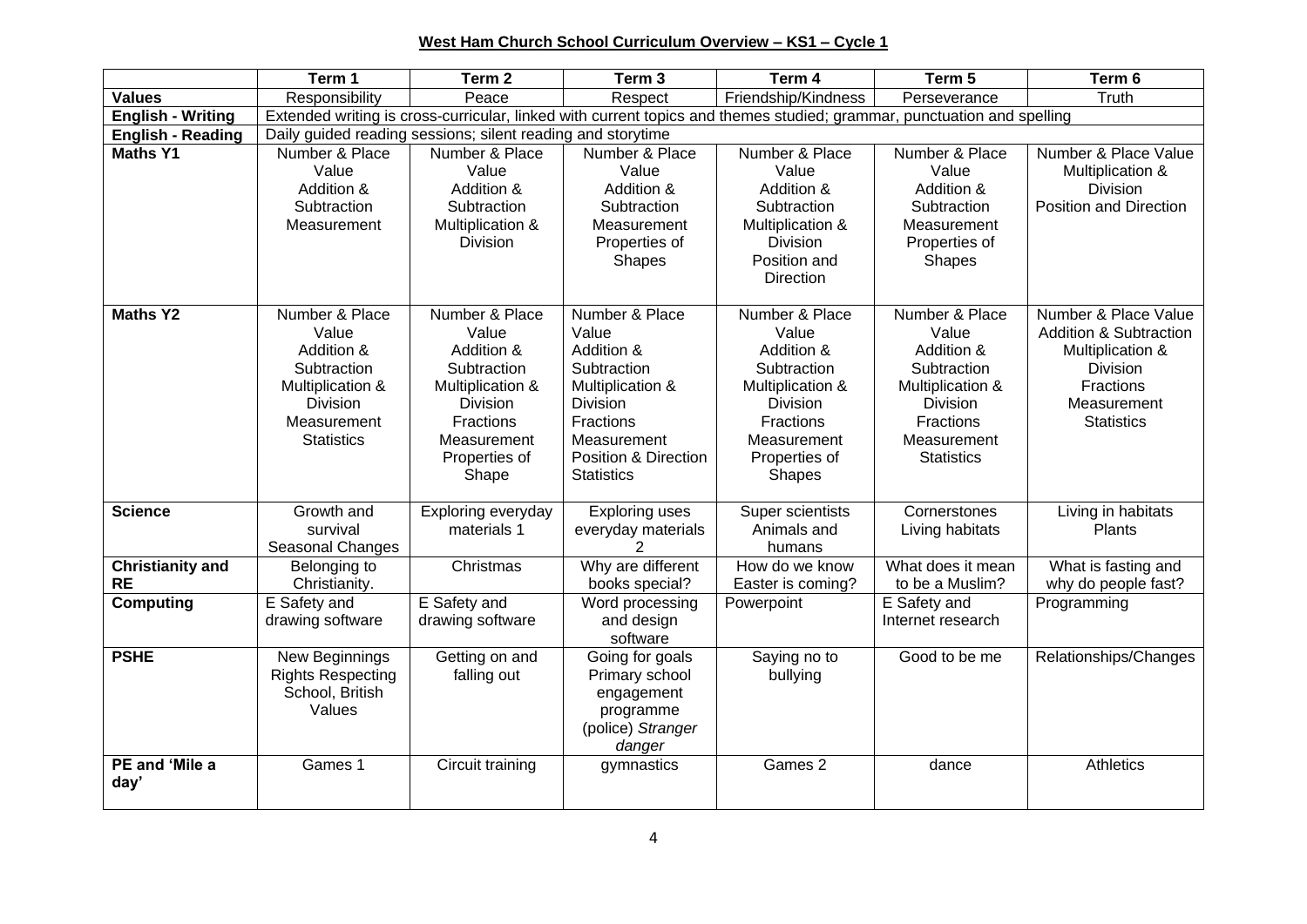## West Ham Church School Curriculum Overview – KS1 – Cycle 1

| | Term 1 | Term 2 | Term 3 | Term 4 | Term 5 | Term 6 |
|---|---|---|---|---|---|---|
| **Values** | Responsibility | Peace | Respect | Friendship/Kindness | Perseverance | Truth |
| **English - Writing** | Extended writing is cross-curricular, linked with current topics and themes studied; grammar, punctuation and spelling | | | | | |
| **English - Reading** | Daily guided reading sessions; silent reading and storytime | | | | | |
| **Maths Y1** | Number & Place Value<br>Addition & Subtraction<br>Measurement | Number & Place Value<br>Addition & Subtraction<br>Multiplication & Division | Number & Place Value<br>Addition & Subtraction<br>Measurement<br>Properties of Shapes | Number & Place Value<br>Addition & Subtraction<br>Multiplication & Division<br>Position and Direction | Number & Place Value<br>Addition & Subtraction<br>Measurement<br>Properties of Shapes | Number & Place Value<br>Multiplication & Division<br>Position and Direction |
| **Maths Y2** | Number & Place Value<br>Addition & Subtraction<br>Multiplication & Division<br>Measurement<br>Statistics | Number & Place Value<br>Addition & Subtraction<br>Multiplication & Division<br>Fractions<br>Measurement<br>Properties of Shape | Number & Place Value<br>Addition & Subtraction<br>Multiplication & Division<br>Fractions<br>Measurement<br>Position & Direction<br>Statistics | Number & Place Value<br>Addition & Subtraction<br>Multiplication & Division<br>Fractions<br>Measurement<br>Properties of Shapes | Number & Place Value<br>Addition & Subtraction<br>Multiplication & Division<br>Fractions<br>Measurement<br>Statistics | Number & Place Value<br>Addition & Subtraction<br>Multiplication & Division<br>Fractions<br>Measurement<br>Statistics |
| **Science** | Growth and survival<br>Seasonal Changes | Exploring everyday materials 1 | Exploring uses everyday materials 2 | Super scientists<br>Animals and humans | Cornerstones<br>Living habitats | Living in habitats<br>Plants |
| **Christianity and RE** | Belonging to Christianity. | Christmas | Why are different books special? | How do we know Easter is coming? | What does it mean to be a Muslim? | What is fasting and why do people fast? |
| **Computing** | E Safety and drawing software | E Safety and drawing software | Word processing and design software | Powerpoint | E Safety and Internet research | Programming |
| **PSHE** | New Beginnings<br>Rights Respecting School, British Values | Getting on and falling out | Going for goals<br>Primary school engagement programme (police) *Stranger danger* | Saying no to bullying | Good to be me | Relationships/Changes |
| **PE and 'Mile a day'** | Games 1 | Circuit training | gymnastics | Games 2 | dance | Athletics |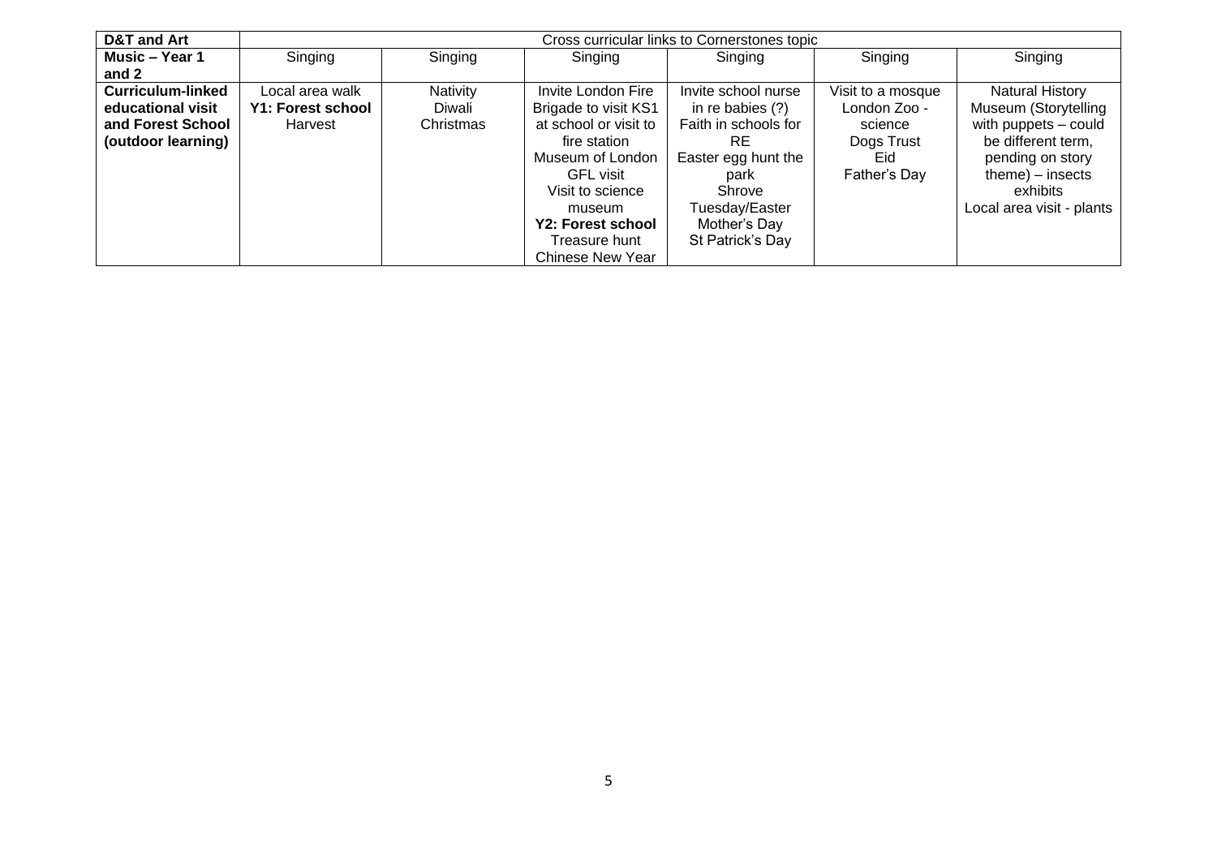| **D&T and Art** | Cross curricular links to Cornerstones topic | | | | | |
|---|---|---|---|---|---|---|
| **Music – Year 1 and 2** | Singing | Singing | Singing | Singing | Singing | Singing |
| **Curriculum-linked educational visit and Forest School (outdoor learning)** | Local area walk<br>**Y1: Forest school**<br>Harvest | Nativity<br>Diwali<br>Christmas | Invite London Fire Brigade to visit KS1 at school or visit to fire station<br>Museum of London<br>GFL visit<br>Visit to science museum<br>**Y2: Forest school**<br>Treasure hunt<br>Chinese New Year | Invite school nurse in re babies (?)<br>Faith in schools for RE<br>Easter egg hunt the park<br>Shrove Tuesday/Easter<br>Mother's Day<br>St Patrick's Day | Visit to a mosque<br>London Zoo - science<br>Dogs Trust<br>Eid<br>Father's Day | Natural History Museum (Storytelling with puppets – could be different term, pending on story theme) – insects exhibits<br>Local area visit - plants |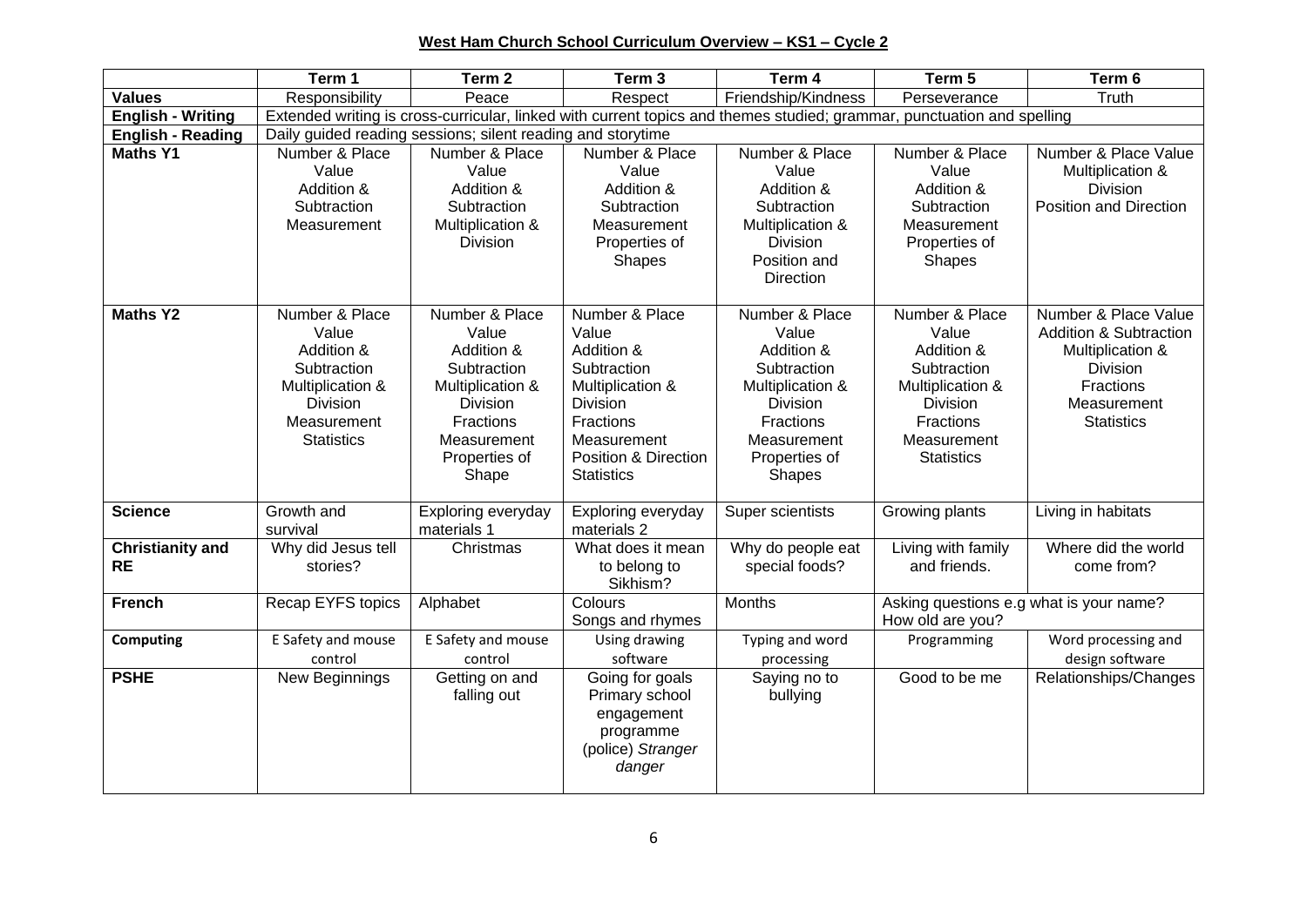**West Ham Church School Curriculum Overview – KS1 – Cycle 2**

| | Term 1 | Term 2 | Term 3 | Term 4 | Term 5 | Term 6 |
|---|---|---|---|---|---|---|
| **Values** | Responsibility | Peace | Respect | Friendship/Kindness | Perseverance | Truth |
| **English - Writing** | Extended writing is cross-curricular, linked with current topics and themes studied; grammar, punctuation and spelling | | | | | |
| **English - Reading** | Daily guided reading sessions; silent reading and storytime | | | | | |
| **Maths Y1** | Number & Place Value<br>Addition & Subtraction<br>Measurement | Number & Place Value<br>Addition & Subtraction<br>Multiplication & Division | Number & Place Value<br>Addition & Subtraction<br>Measurement<br>Properties of Shapes | Number & Place Value<br>Addition & Subtraction<br>Multiplication & Division<br>Position and Direction | Number & Place Value<br>Addition & Subtraction<br>Measurement<br>Properties of Shapes | Number & Place Value<br>Multiplication & Division<br>Position and Direction |
| **Maths Y2** | Number & Place Value<br>Addition & Subtraction<br>Multiplication & Division<br>Measurement<br>Statistics | Number & Place Value<br>Addition & Subtraction<br>Multiplication & Division<br>Fractions<br>Measurement<br>Properties of Shape | Number & Place Value<br>Addition & Subtraction<br>Multiplication & Division<br>Fractions<br>Measurement<br>Position & Direction<br>Statistics | Number & Place Value<br>Addition & Subtraction<br>Multiplication & Division<br>Fractions<br>Measurement<br>Properties of Shapes | Number & Place Value<br>Addition & Subtraction<br>Multiplication & Division<br>Fractions<br>Measurement<br>Statistics | Number & Place Value<br>Addition & Subtraction<br>Multiplication & Division<br>Fractions<br>Measurement<br>Statistics |
| **Science** | Growth and survival | Exploring everyday materials 1 | Exploring everyday materials 2 | Super scientists | Growing plants | Living in habitats |
| **Christianity and RE** | Why did Jesus tell stories? | Christmas | What does it mean to belong to Sikhism? | Why do people eat special foods? | Living with family and friends. | Where did the world come from? |
| **French** | Recap EYFS topics | Alphabet | Colours<br>Songs and rhymes | Months | Asking questions e.g what is your name? How old are you? | |
| **Computing** | E Safety and mouse control | E Safety and mouse control | Using drawing software | Typing and word processing | Programming | Word processing and design software |
| **PSHE** | New Beginnings | Getting on and falling out | Going for goals<br>Primary school engagement programme (police) *Stranger danger* | Saying no to bullying | Good to be me | Relationships/Changes |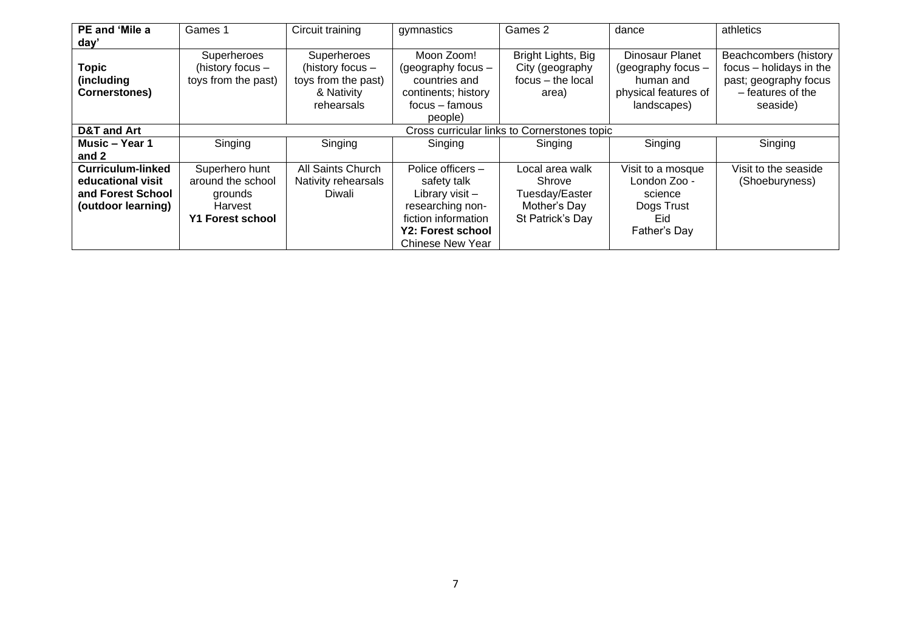| **PE and 'Mile a day'** | Games 1 | Circuit training | gymnastics | Games 2 | dance | athletics |
|---|---|---|---|---|---|---|
| **Topic (including Cornerstones)** | Superheroes (history focus – toys from the past) | Superheroes (history focus – toys from the past) & Nativity rehearsals | Moon Zoom! (geography focus – countries and continents; history focus – famous people) | Bright Lights, Big City (geography focus – the local area) | Dinosaur Planet (geography focus – human and physical features of landscapes) | Beachcombers (history focus – holidays in the past; geography focus – features of the seaside) |
| **D&T and Art** | Cross curricular links to Cornerstones topic | | | | | |
| **Music – Year 1 and 2** | Singing | Singing | Singing | Singing | Singing | Singing |
| **Curriculum-linked educational visit and Forest School (outdoor learning)** | Superhero hunt around the school grounds<br>Harvest<br>**Y1 Forest school** | All Saints Church Nativity rehearsals<br>Diwali | Police officers – safety talk<br>Library visit – researching non-fiction information<br>**Y2: Forest school**<br>Chinese New Year | Local area walk<br>Shrove Tuesday/Easter<br>Mother's Day<br>St Patrick's Day | Visit to a mosque<br>London Zoo - science<br>Dogs Trust<br>Eid<br>Father's Day | Visit to the seaside (Shoeburyness) |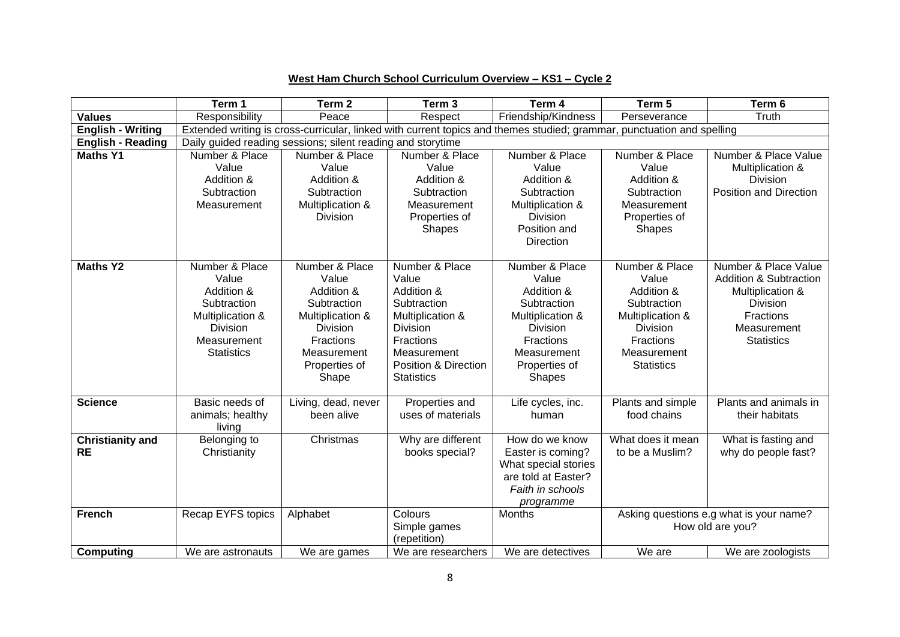**West Ham Church School Curriculum Overview – KS1 – Cycle 2**

| | Term 1 | Term 2 | Term 3 | Term 4 | Term 5 | Term 6 |
|---|---|---|---|---|---|---|
| **Values** | Responsibility | Peace | Respect | Friendship/Kindness | Perseverance | Truth |
| **English - Writing** | Extended writing is cross-curricular, linked with current topics and themes studied; grammar, punctuation and spelling | | | | | |
| **English - Reading** | Daily guided reading sessions; silent reading and storytime | | | | | |
| **Maths Y1** | Number & Place Value<br>Addition & Subtraction<br>Measurement | Number & Place Value<br>Addition & Subtraction<br>Multiplication & Division | Number & Place Value<br>Addition & Subtraction<br>Measurement<br>Properties of Shapes | Number & Place Value<br>Addition & Subtraction<br>Multiplication & Division<br>Position and Direction | Number & Place Value<br>Addition & Subtraction<br>Measurement<br>Properties of Shapes | Number & Place Value<br>Multiplication & Division<br>Position and Direction |
| **Maths Y2** | Number & Place Value<br>Addition & Subtraction<br>Multiplication & Division<br>Measurement<br>Statistics | Number & Place Value<br>Addition & Subtraction<br>Multiplication & Division<br>Fractions<br>Measurement<br>Properties of Shape | Number & Place Value<br>Addition & Subtraction<br>Multiplication & Division<br>Fractions<br>Measurement<br>Position & Direction<br>Statistics | Number & Place Value<br>Addition & Subtraction<br>Multiplication & Division<br>Fractions<br>Measurement<br>Properties of Shapes | Number & Place Value<br>Addition & Subtraction<br>Multiplication & Division<br>Fractions<br>Measurement<br>Statistics | Number & Place Value<br>Addition & Subtraction<br>Multiplication & Division<br>Fractions<br>Measurement<br>Statistics |
| **Science** | Basic needs of animals; healthy living | Living, dead, never been alive | Properties and uses of materials | Life cycles, inc. human | Plants and simple food chains | Plants and animals in their habitats |
| **Christianity and RE** | Belonging to Christianity | Christmas | Why are different books special? | How do we know Easter is coming? What special stories are told at Easter? *Faith in schools programme* | What does it mean to be a Muslim? | What is fasting and why do people fast? |
| **French** | Recap EYFS topics | Alphabet | Colours<br>Simple games (repetition) | Months | Asking questions e.g what is your name? How old are you? | |
| **Computing** | We are astronauts | We are games | We are researchers | We are detectives | We are | We are zoologists |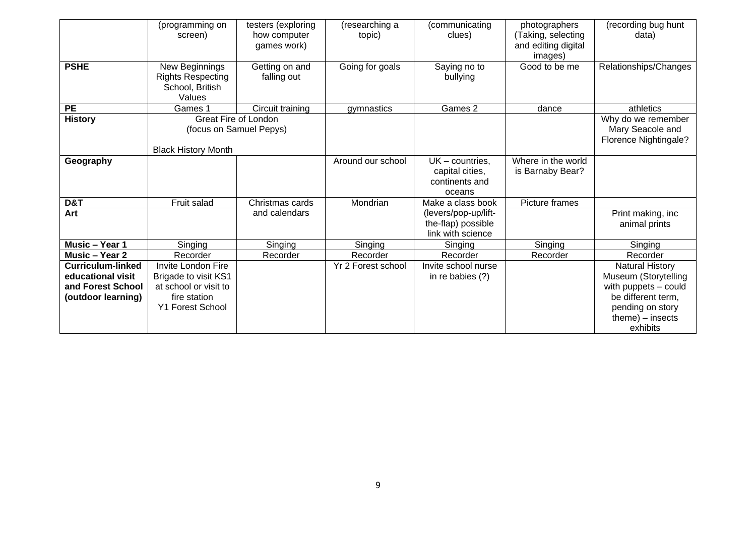| | (programming on screen) | testers (exploring how computer games work) | (researching a topic) | (communicating clues) | photographers (Taking, selecting and editing digital images) | (recording bug hunt data) |
|---|---|---|---|---|---|---|
| **PSHE** | New Beginnings Rights Respecting School, British Values | Getting on and falling out | Going for goals | Saying no to bullying | Good to be me | Relationships/Changes |
| **PE** | Games 1 | Circuit training | gymnastics | Games 2 | dance | athletics |
| **History** | Great Fire of London (focus on Samuel Pepys) Black History Month | | | | | Why do we remember Mary Seacole and Florence Nightingale? |
| **Geography** | | | Around our school | UK – countries, capital cities, continents and oceans | Where in the world is Barnaby Bear? | |
| **D&T** | Fruit salad | Christmas cards and calendars | Mondrian | Make a class book (levers/pop-up/lift-the-flap) possible link with science | Picture frames | |
| **Art** | | | | | | Print making, inc animal prints |
| **Music – Year 1** | Singing | Singing | Singing | Singing | Singing | Singing |
| **Music – Year 2** | Recorder | Recorder | Recorder | Recorder | Recorder | Recorder |
| **Curriculum-linked educational visit and Forest School (outdoor learning)** | Invite London Fire Brigade to visit KS1 at school or visit to fire station Y1 Forest School | | Yr 2 Forest school | Invite school nurse in re babies (?) | | Natural History Museum (Storytelling with puppets – could be different term, pending on story theme) – insects exhibits |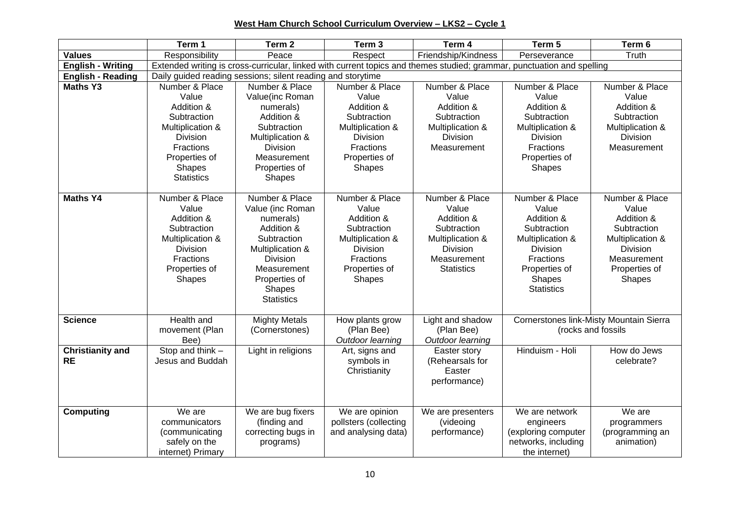**West Ham Church School Curriculum Overview – LKS2 – Cycle 1**

| | Term 1 | Term 2 | Term 3 | Term 4 | Term 5 | Term 6 |
|---|---|---|---|---|---|---|
| **Values** | Responsibility | Peace | Respect | Friendship/Kindness | Perseverance | Truth |
| **English - Writing** | Extended writing is cross-curricular, linked with current topics and themes studied; grammar, punctuation and spelling | | | | | |
| **English - Reading** | Daily guided reading sessions; silent reading and storytime | | | | | |
| **Maths Y3** | Number & Place Value<br>Addition & Subtraction<br>Multiplication & Division<br>Fractions<br>Properties of Shapes<br>Statistics | Number & Place Value(inc Roman numerals)<br>Addition & Subtraction<br>Multiplication & Division<br>Measurement<br>Properties of Shapes | Number & Place Value<br>Addition & Subtraction<br>Multiplication & Division<br>Fractions<br>Properties of Shapes | Number & Place Value<br>Addition & Subtraction<br>Multiplication & Division<br>Measurement | Number & Place Value<br>Addition & Subtraction<br>Multiplication & Division<br>Fractions<br>Properties of Shapes | Number & Place Value<br>Addition & Subtraction<br>Multiplication & Division<br>Measurement |
| **Maths Y4** | Number & Place Value<br>Addition & Subtraction<br>Multiplication & Division<br>Fractions<br>Properties of Shapes | Number & Place Value (inc Roman numerals)<br>Addition & Subtraction<br>Multiplication & Division<br>Measurement<br>Properties of Shapes<br>Statistics | Number & Place Value<br>Addition & Subtraction<br>Multiplication & Division<br>Fractions<br>Properties of Shapes | Number & Place Value<br>Addition & Subtraction<br>Multiplication & Division<br>Measurement<br>Statistics | Number & Place Value<br>Addition & Subtraction<br>Multiplication & Division<br>Fractions<br>Properties of Shapes<br>Statistics | Number & Place Value<br>Addition & Subtraction<br>Multiplication & Division<br>Measurement<br>Properties of Shapes |
| **Science** | Health and movement (Plan Bee) | Mighty Metals (Cornerstones) | How plants grow (Plan Bee)<br>*Outdoor learning* | Light and shadow (Plan Bee)<br>*Outdoor learning* | Cornerstones link-Misty Mountain Sierra (rocks and fossils | |
| **Christianity and RE** | Stop and think – Jesus and Buddah | Light in religions | Art, signs and symbols in Christianity | Easter story (Rehearsals for Easter performance) | Hinduism - Holi | How do Jews celebrate? |
| **Computing** | We are communicators (communicating safely on the internet) Primary | We are bug fixers (finding and correcting bugs in programs) | We are opinion pollsters (collecting and analysing data) | We are presenters (videoing performance) | We are network engineers (exploring computer networks, including the internet) | We are programmers (programming an animation) |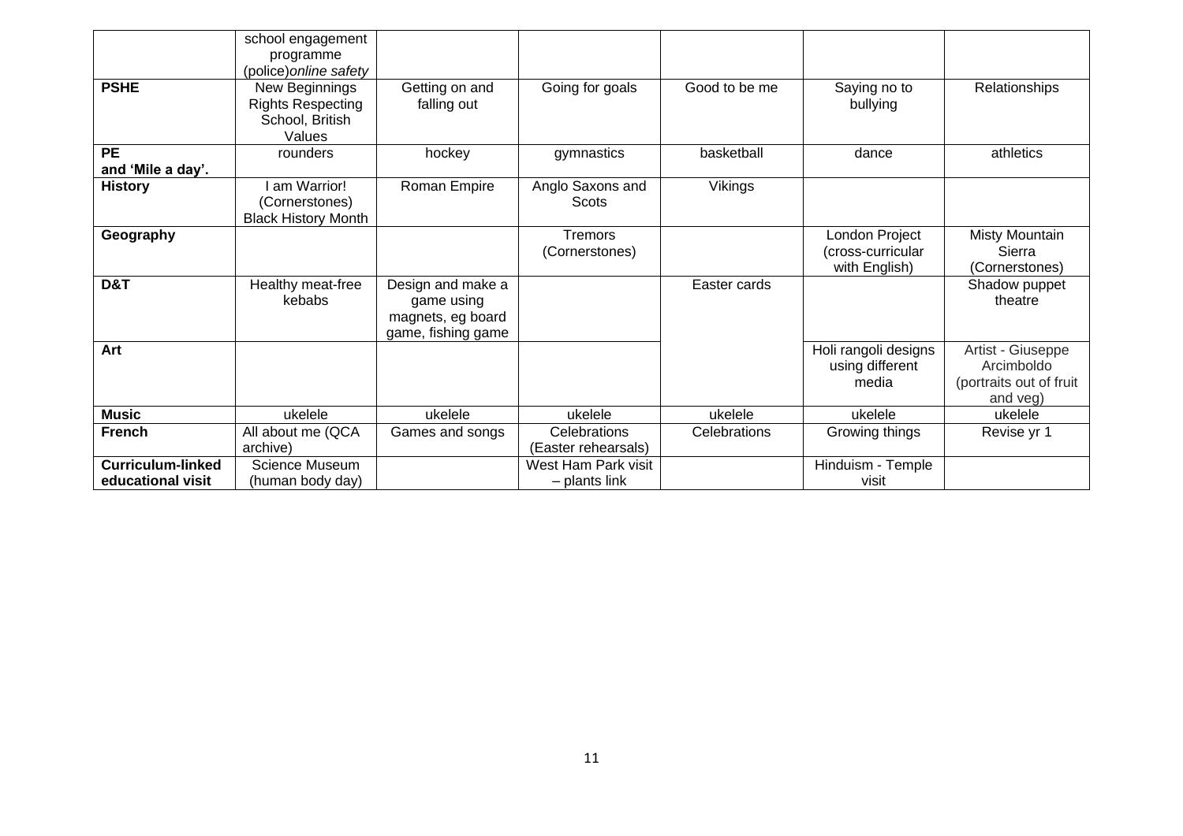|  |  |  |  |  |  |  |
|---|---|---|---|---|---|---|
|  | school engagement programme (police)*online safety* |  |  |  |  |  |
| **PSHE** | New Beginnings Rights Respecting School, British Values | Getting on and falling out | Going for goals | Good to be me | Saying no to bullying | Relationships |
| **PE and 'Mile a day'.** | rounders | hockey | gymnastics | basketball | dance | athletics |
| **History** | I am Warrior! (Cornerstones) Black History Month | Roman Empire | Anglo Saxons and Scots | Vikings |  |  |
| **Geography** |  |  | Tremors (Cornerstones) |  | London Project (cross-curricular with English) | Misty Mountain Sierra (Cornerstones) |
| **D&T** | Healthy meat-free kebabs | Design and make a game using magnets, eg board game, fishing game |  | Easter cards |  | Shadow puppet theatre |
| **Art** |  |  |  |  | Holi rangoli designs using different media | Artist - Giuseppe Arcimboldo (portraits out of fruit and veg) |
| **Music** | ukelele | ukelele | ukelele | ukelele | ukelele | ukelele |
| **French** | All about me (QCA archive) | Games and songs | Celebrations (Easter rehearsals) | Celebrations | Growing things | Revise yr 1 |
| **Curriculum-linked educational visit** | Science Museum (human body day) |  | West Ham Park visit – plants link |  | Hinduism - Temple visit |  |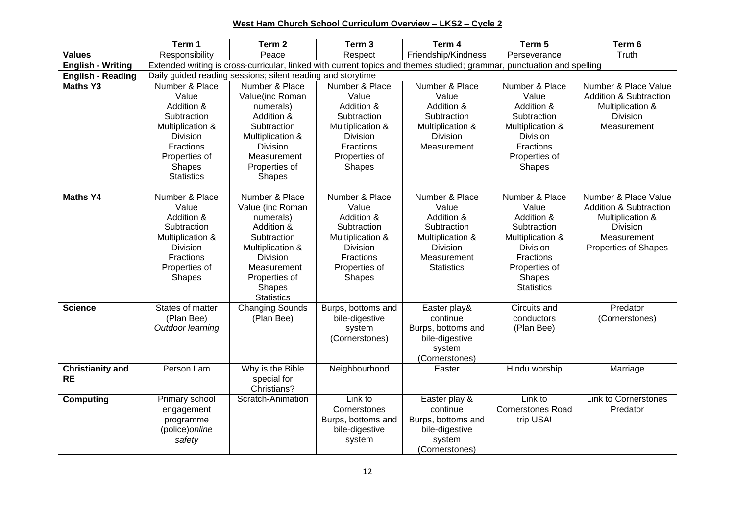**West Ham Church School Curriculum Overview – LKS2 – Cycle 2**

| | Term 1 | Term 2 | Term 3 | Term 4 | Term 5 | Term 6 |
|---|---|---|---|---|---|---|
| **Values** | Responsibility | Peace | Respect | Friendship/Kindness | Perseverance | Truth |
| **English - Writing** | Extended writing is cross-curricular, linked with current topics and themes studied; grammar, punctuation and spelling | | | | | |
| **English - Reading** | Daily guided reading sessions; silent reading and storytime | | | | | |
| **Maths Y3** | Number & Place Value<br>Addition & Subtraction<br>Multiplication & Division<br>Fractions<br>Properties of Shapes<br>Statistics | Number & Place Value(inc Roman numerals)<br>Addition & Subtraction<br>Multiplication & Division<br>Measurement<br>Properties of Shapes | Number & Place Value<br>Addition & Subtraction<br>Multiplication & Division<br>Fractions<br>Properties of Shapes | Number & Place Value<br>Addition & Subtraction<br>Multiplication & Division<br>Measurement | Number & Place Value<br>Addition & Subtraction<br>Multiplication & Division<br>Fractions<br>Properties of Shapes | Number & Place Value<br>Addition & Subtraction<br>Multiplication & Division<br>Measurement |
| **Maths Y4** | Number & Place Value<br>Addition & Subtraction<br>Multiplication & Division<br>Fractions<br>Properties of Shapes | Number & Place Value (inc Roman numerals)<br>Addition & Subtraction<br>Multiplication & Division<br>Measurement<br>Properties of Shapes<br>Statistics | Number & Place Value<br>Addition & Subtraction<br>Multiplication & Division<br>Fractions<br>Properties of Shapes | Number & Place Value<br>Addition & Subtraction<br>Multiplication & Division<br>Measurement<br>Statistics | Number & Place Value<br>Addition & Subtraction<br>Multiplication & Division<br>Fractions<br>Properties of Shapes<br>Statistics | Number & Place Value<br>Addition & Subtraction<br>Multiplication & Division<br>Measurement<br>Properties of Shapes |
| **Science** | States of matter (Plan Bee)<br>*Outdoor learning* | Changing Sounds (Plan Bee) | Burps, bottoms and bile-digestive system (Cornerstones) | Easter play& continue Burps, bottoms and bile-digestive system (Cornerstones) | Circuits and conductors (Plan Bee) | Predator (Cornerstones) |
| **Christianity and RE** | Person I am | Why is the Bible special for Christians? | Neighbourhood | Easter | Hindu worship | Marriage |
| **Computing** | Primary school engagement programme (police)*online safety* | Scratch-Animation | Link to Cornerstones Burps, bottoms and bile-digestive system | Easter play & continue Burps, bottoms and bile-digestive system (Cornerstones) | Link to Cornerstones Road trip USA! | Link to Cornerstones Predator |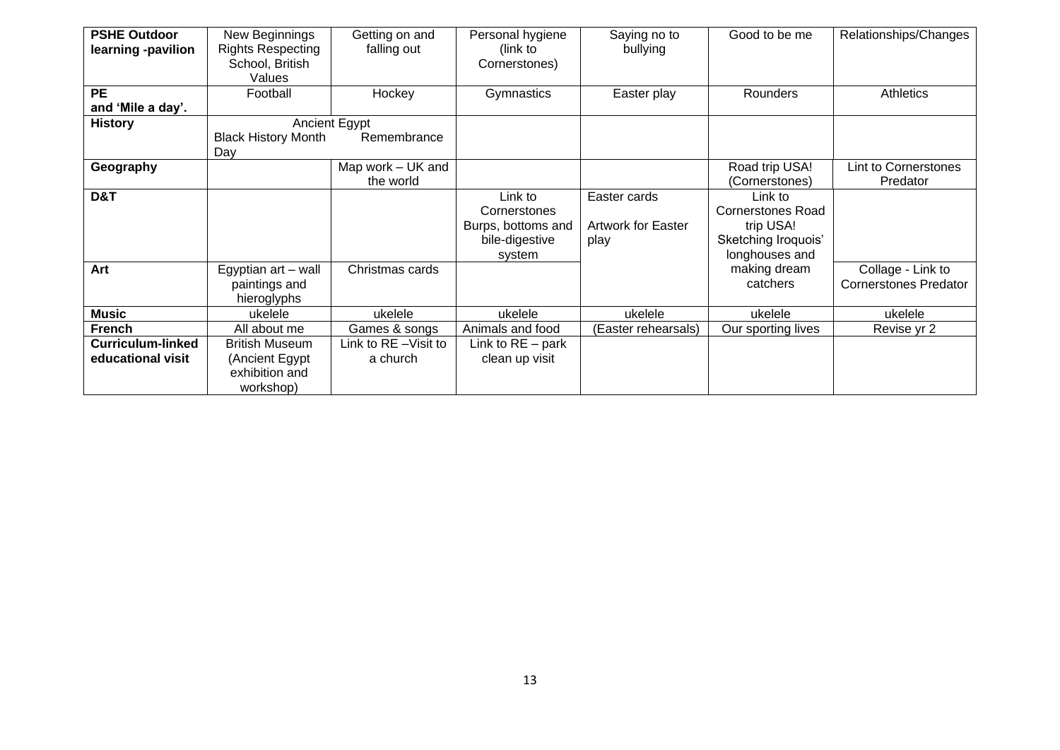| PSHE Outdoor learning -pavilion | New Beginnings Rights Respecting School, British Values | Getting on and falling out | Personal hygiene (link to Cornerstones) | Saying no to bullying | Good to be me | Relationships/Changes |
|---|---|---|---|---|---|---|
| **PE and 'Mile a day'.** | Football | Hockey | Gymnastics | Easter play | Rounders | Athletics |
| **History** | Ancient Egypt<br>Black History Month Day | Remembrance | | | | |
| **Geography** | | Map work – UK and the world | | | Road trip USA! (Cornerstones) | Lint to Cornerstones Predator |
| **D&T** | | | Link to Cornerstones Burps, bottoms and bile-digestive system | Easter cards<br>Artwork for Easter play | Link to Cornerstones Road trip USA! Sketching Iroquois' longhouses and making dream catchers | |
| **Art** | Egyptian art – wall paintings and hieroglyphs | Christmas cards | | | | Collage - Link to Cornerstones Predator |
| **Music** | ukelele | ukelele | ukelele | ukelele | ukelele | ukelele |
| **French** | All about me | Games & songs | Animals and food | (Easter rehearsals) | Our sporting lives | Revise yr 2 |
| **Curriculum-linked educational visit** | British Museum (Ancient Egypt exhibition and workshop) | Link to RE –Visit to a church | Link to RE – park clean up visit | | | |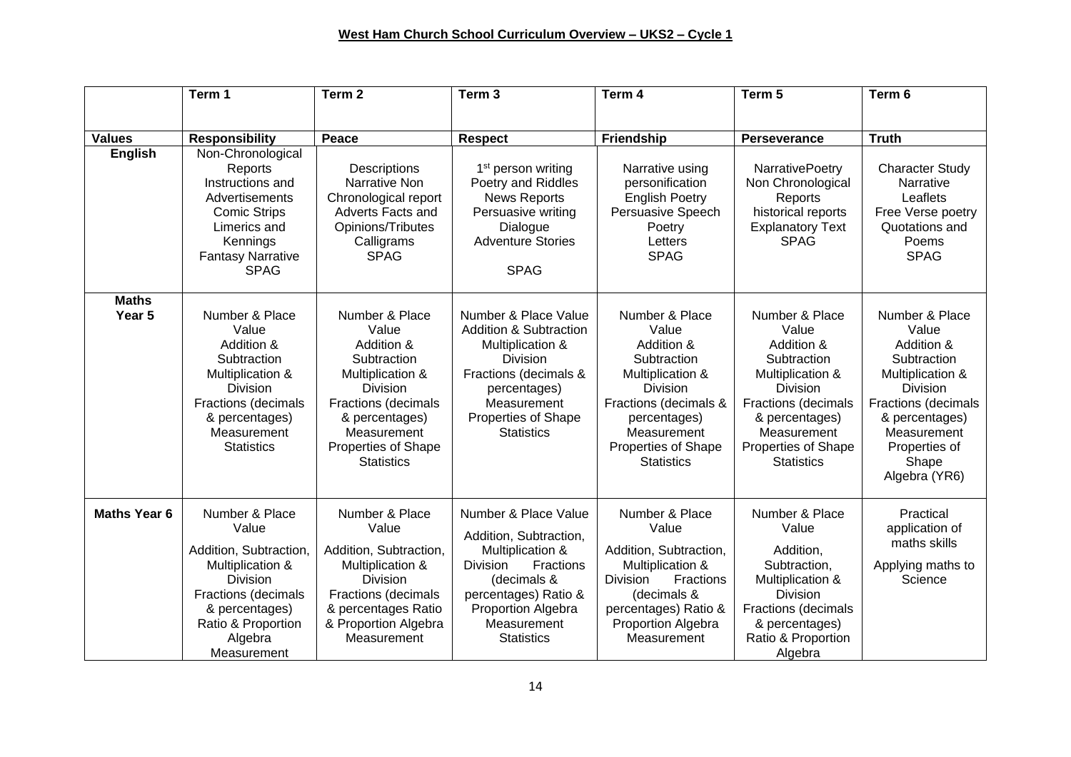**West Ham Church School Curriculum Overview – UKS2 – Cycle 1**

| | Term 1 | Term 2 | Term 3 | Term 4 | Term 5 | Term 6 |
|---|---|---|---|---|---|---|
| **Values** | **Responsibility** | **Peace** | **Respect** | **Friendship** | **Perseverance** | **Truth** |
| **English** | Non-Chronological Reports<br>Instructions and Advertisements<br>Comic Strips<br>Limerics and Kennings<br>Fantasy Narrative<br>SPAG | Descriptions<br>Narrative Non Chronological report<br>Adverts Facts and Opinions/Tributes<br>Calligrams<br>SPAG | 1st person writing<br>Poetry and Riddles<br>News Reports<br>Persuasive writing<br>Dialogue<br>Adventure Stories<br><br>SPAG | Narrative using personification<br>English Poetry<br>Persuasive Speech<br>Poetry<br>Letters<br>SPAG | NarrativePoetry<br>Non Chronological Reports<br>historical reports<br>Explanatory Text<br>SPAG | Character Study<br>Narrative<br>Leaflets<br>Free Verse poetry<br>Quotations and Poems<br>SPAG |
| **Maths Year 5** | Number & Place Value<br>Addition & Subtraction<br>Multiplication & Division<br>Fractions (decimals & percentages)<br>Measurement<br>Statistics | Number & Place Value<br>Addition & Subtraction<br>Multiplication & Division<br>Fractions (decimals & percentages)<br>Measurement<br>Properties of Shape<br>Statistics | Number & Place Value<br>Addition & Subtraction<br>Multiplication & Division<br>Fractions (decimals & percentages)<br>Measurement<br>Properties of Shape<br>Statistics | Number & Place Value<br>Addition & Subtraction<br>Multiplication & Division<br>Fractions (decimals & percentages)<br>Measurement<br>Properties of Shape<br>Statistics | Number & Place Value<br>Addition & Subtraction<br>Multiplication & Division<br>Fractions (decimals & percentages)<br>Measurement<br>Properties of Shape<br>Statistics | Number & Place Value<br>Addition & Subtraction<br>Multiplication & Division<br>Fractions (decimals & percentages)<br>Measurement<br>Properties of Shape<br>Algebra (YR6) |
| **Maths Year 6** | Number & Place Value<br>Addition, Subtraction, Multiplication & Division<br>Fractions (decimals & percentages)<br>Ratio & Proportion<br>Algebra<br>Measurement | Number & Place Value<br>Addition, Subtraction, Multiplication & Division<br>Fractions (decimals & percentages Ratio & Proportion Algebra<br>Measurement | Number & Place Value<br>Addition, Subtraction, Multiplication & Division Fractions (decimals & percentages) Ratio & Proportion Algebra<br>Measurement<br>Statistics | Number & Place Value<br>Addition, Subtraction, Multiplication & Division Fractions (decimals & percentages) Ratio & Proportion Algebra<br>Measurement | Number & Place Value<br>Addition, Subtraction, Multiplication & Division<br>Fractions (decimals & percentages)<br>Ratio & Proportion<br>Algebra | Practical application of maths skills<br><br>Applying maths to Science |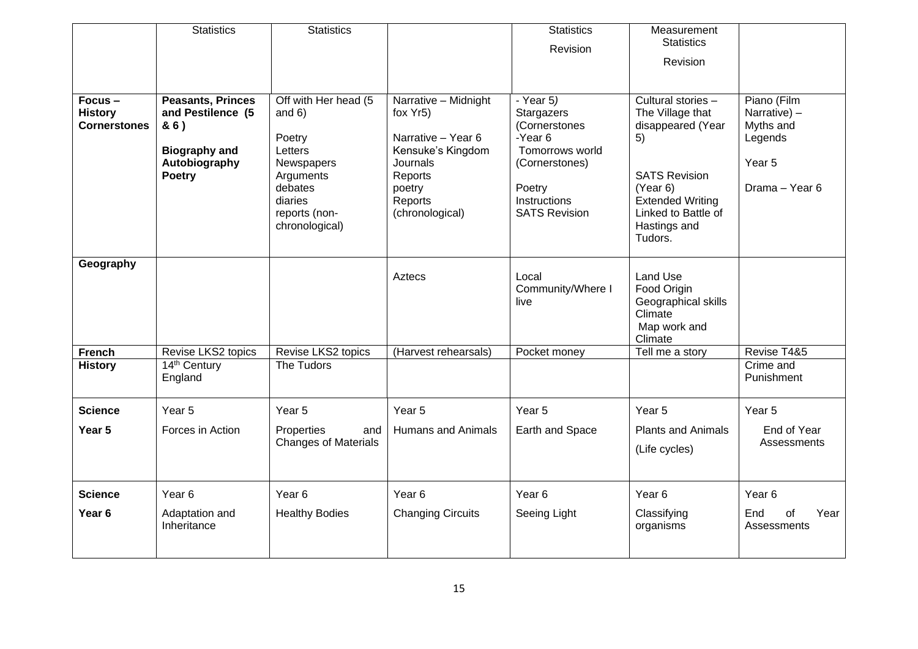|  | Statistics | Statistics |  | Statistics<br>Revision | Measurement<br>Statistics<br>Revision |  |
|---|---|---|---|---|---|---|
| **Focus – History Cornerstones** | **Peasants, Princes and Pestilence (5 & 6 )**<br>**Biography and Autobiography**<br>**Poetry** | Off with Her head (5 and 6)<br>Poetry<br>Letters<br>Newspapers<br>Arguments<br>debates<br>diaries<br>reports (non-chronological) | Narrative – Midnight fox Yr5)<br>Narrative – Year 6 Kensuke's Kingdom<br>Journals<br>Reports<br>poetry<br>Reports (chronological) | - Year 5)<br>Stargazers (Cornerstones<br>-Year 6<br>Tomorrows world (Cornerstones)<br>Poetry<br>Instructions<br>SATS Revision | Cultural stories – The Village that disappeared (Year 5)<br>SATS Revision (Year 6)<br>Extended Writing Linked to Battle of Hastings and Tudors. | Piano (Film Narrative) – Myths and Legends<br>Year 5<br>Drama – Year 6 |
| **Geography** |  |  | Aztecs | Local Community/Where I live | Land Use<br>Food Origin<br>Geographical skills<br>Climate<br>Map work and Climate |  |
| **French** | Revise LKS2 topics | Revise LKS2 topics | (Harvest rehearsals) | Pocket money | Tell me a story | Revise T4&5 |
| **History** | 14th Century England | The Tudors |  |  |  | Crime and Punishment |
| **Science**<br>**Year 5** | Year 5<br>Forces in Action | Year 5<br>Properties and Changes of Materials | Year 5<br>Humans and Animals | Year 5<br>Earth and Space | Year 5<br>Plants and Animals<br>(Life cycles) | Year 5<br>End of Year Assessments |
| **Science**<br>**Year 6** | Year 6<br>Adaptation and Inheritance | Year 6<br>Healthy Bodies | Year 6<br>Changing Circuits | Year 6<br>Seeing Light | Year 6<br>Classifying organisms | Year 6<br>End of Year Assessments |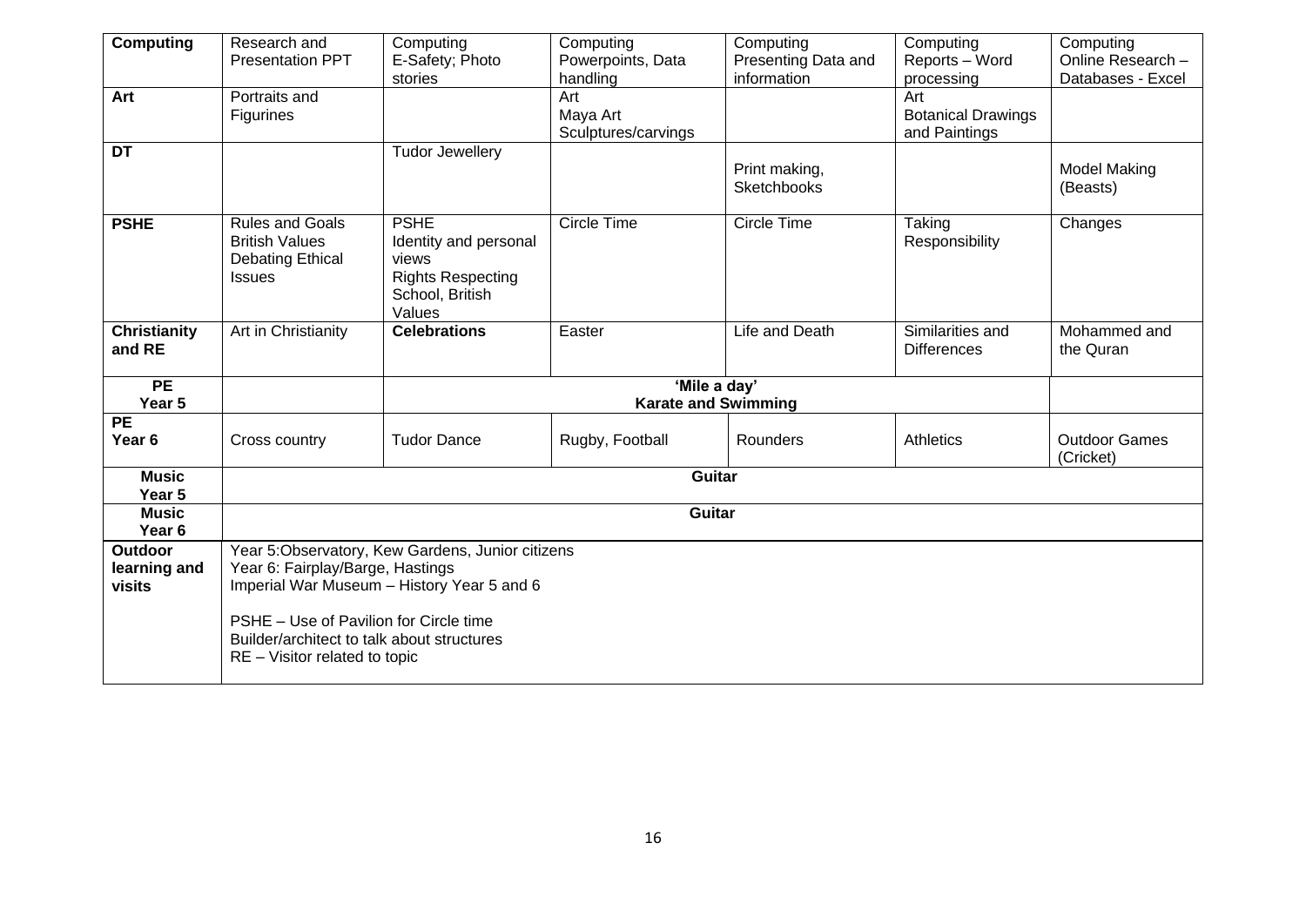| **Computing** | Research and Presentation PPT | Computing E-Safety; Photo stories | Computing Powerpoints, Data handling | Computing Presenting Data and information | Computing Reports – Word processing | Computing Online Research – Databases - Excel |
|---|---|---|---|---|---|---|
| **Art** | Portraits and Figurines | | Art Maya Art Sculptures/carvings | | Art Botanical Drawings and Paintings | |
| **DT** | | Tudor Jewellery | | Print making, Sketchbooks | | Model Making (Beasts) |
| **PSHE** | Rules and Goals British Values Debating Ethical Issues | PSHE Identity and personal views Rights Respecting School, British Values | Circle Time | Circle Time | Taking Responsibility | Changes |
| **Christianity and RE** | Art in Christianity | **Celebrations** | Easter | Life and Death | Similarities and Differences | Mohammed and the Quran |
| **PE Year 5** | | **'Mile a day' Karate and Swimming** | | | | |
| **PE Year 6** | Cross country | Tudor Dance | Rugby, Football | Rounders | Athletics | Outdoor Games (Cricket) |
| **Music Year 5** | **Guitar** | | | | | |
| **Music Year 6** | **Guitar** | | | | | |
| **Outdoor learning and visits** | Year 5:Observatory, Kew Gardens, Junior citizens<br>Year 6: Fairplay/Barge, Hastings<br>Imperial War Museum – History Year 5 and 6<br><br>PSHE – Use of Pavilion for Circle time<br>Builder/architect to talk about structures<br>RE – Visitor related to topic | | | | | |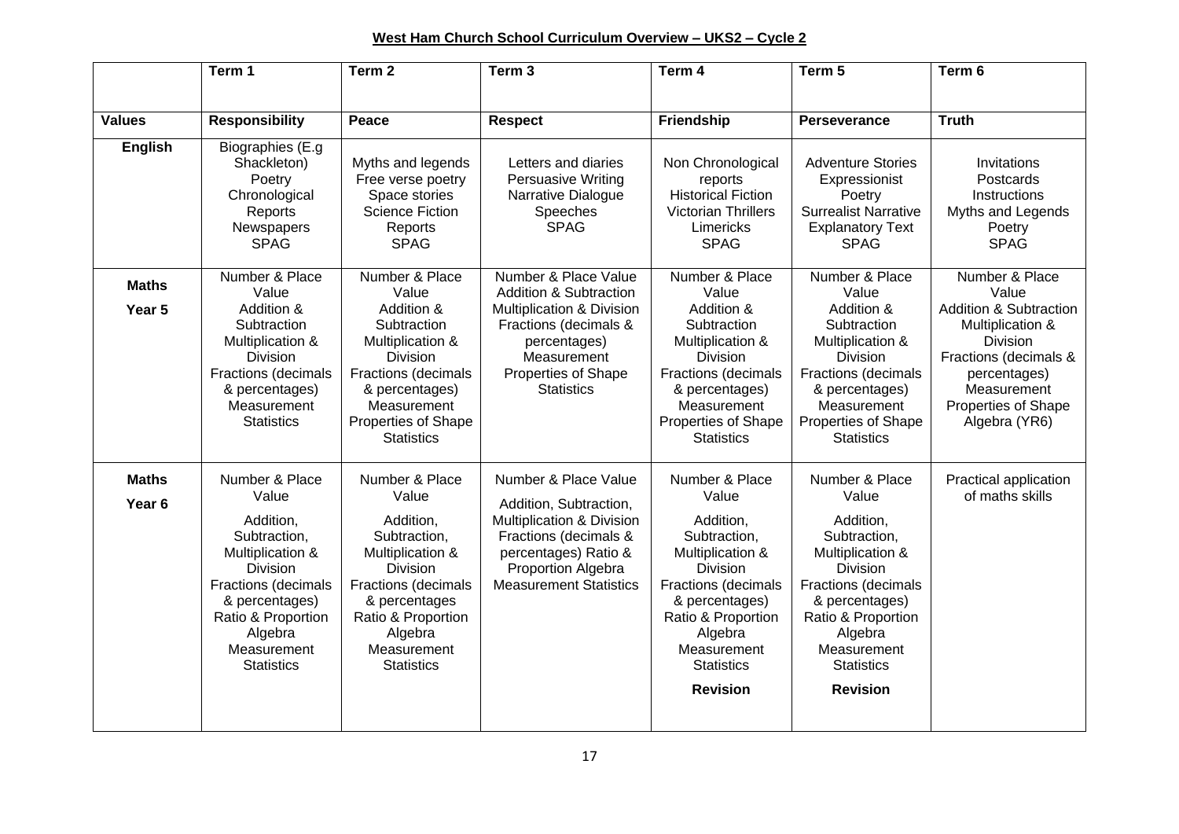**West Ham Church School Curriculum Overview – UKS2 – Cycle 2**

| | Term 1 | Term 2 | Term 3 | Term 4 | Term 5 | Term 6 |
|---|---|---|---|---|---|---|
| **Values** | **Responsibility** | **Peace** | **Respect** | **Friendship** | **Perseverance** | **Truth** |
| **English** | Biographies (E.g Shackleton)<br>Poetry<br>Chronological Reports<br>Newspapers<br>SPAG | Myths and legends<br>Free verse poetry<br>Space stories<br>Science Fiction<br>Reports<br>SPAG | Letters and diaries<br>Persuasive Writing<br>Narrative Dialogue<br>Speeches<br>SPAG | Non Chronological reports<br>Historical Fiction<br>Victorian Thrillers<br>Limericks<br>SPAG | Adventure Stories<br>Expressionist<br>Poetry<br>Surrealist Narrative<br>Explanatory Text<br>SPAG | Invitations<br>Postcards<br>Instructions<br>Myths and Legends<br>Poetry<br>SPAG |
| **Maths Year 5** | Number & Place Value<br>Addition & Subtraction<br>Multiplication & Division<br>Fractions (decimals & percentages)<br>Measurement<br>Statistics | Number & Place Value<br>Addition & Subtraction<br>Multiplication & Division<br>Fractions (decimals & percentages)<br>Measurement<br>Properties of Shape<br>Statistics | Number & Place Value<br>Addition & Subtraction<br>Multiplication & Division<br>Fractions (decimals & percentages)<br>Measurement<br>Properties of Shape<br>Statistics | Number & Place Value<br>Addition & Subtraction<br>Multiplication & Division<br>Fractions (decimals & percentages)<br>Measurement<br>Properties of Shape<br>Statistics | Number & Place Value<br>Addition & Subtraction<br>Multiplication & Division<br>Fractions (decimals & percentages)<br>Measurement<br>Properties of Shape<br>Statistics | Number & Place Value<br>Addition & Subtraction<br>Multiplication & Division<br>Fractions (decimals & percentages)<br>Measurement<br>Properties of Shape<br>Algebra (YR6) |
| **Maths Year 6** | Number & Place Value<br>Addition, Subtraction, Multiplication & Division<br>Fractions (decimals & percentages)<br>Ratio & Proportion<br>Algebra<br>Measurement<br>Statistics | Number & Place Value<br>Addition, Subtraction, Multiplication & Division<br>Fractions (decimals & percentages<br>Ratio & Proportion<br>Algebra<br>Measurement<br>Statistics | Number & Place Value<br>Addition, Subtraction, Multiplication & Division<br>Fractions (decimals & percentages) Ratio & Proportion Algebra<br>Measurement Statistics | Number & Place Value<br>Addition, Subtraction, Multiplication & Division<br>Fractions (decimals & percentages)<br>Ratio & Proportion<br>Algebra<br>Measurement<br>Statistics<br>**Revision** | Number & Place Value<br>Addition, Subtraction, Multiplication & Division<br>Fractions (decimals & percentages)<br>Ratio & Proportion<br>Algebra<br>Measurement<br>Statistics<br>**Revision** | Practical application of maths skills |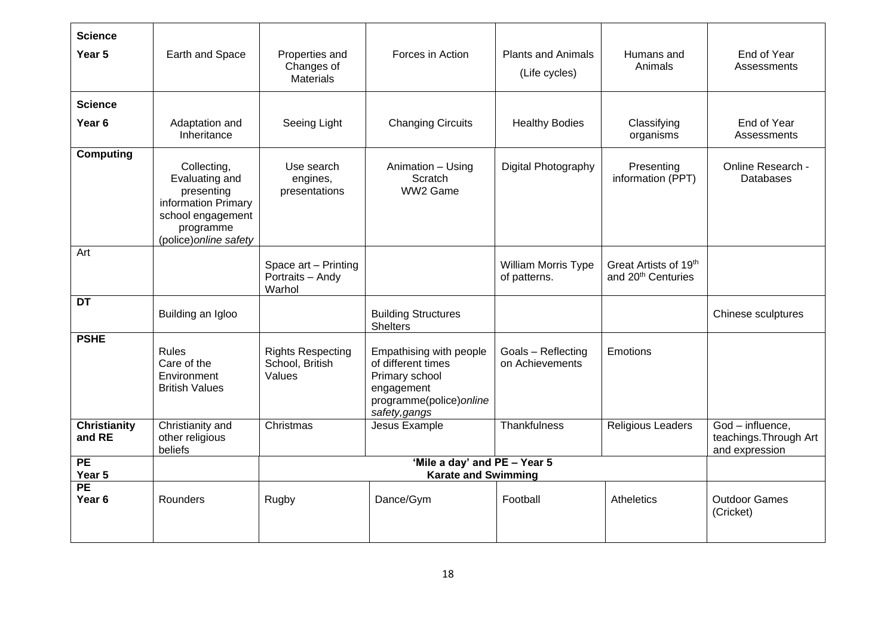| **Science Year 5** | Earth and Space | Properties and Changes of Materials | Forces in Action | Plants and Animals (Life cycles) | Humans and Animals | End of Year Assessments |
|---|---|---|---|---|---|---|
| **Science Year 6** | Adaptation and Inheritance | Seeing Light | Changing Circuits | Healthy Bodies | Classifying organisms | End of Year Assessments |
| **Computing** | Collecting, Evaluating and presenting information Primary school engagement programme (police)*online safety* | Use search engines, presentations | Animation – Using Scratch WW2 Game | Digital Photography | Presenting information (PPT) | Online Research - Databases |
| Art | | Space art – Printing Portraits – Andy Warhol | | William Morris Type of patterns. | Great Artists of 19th and 20th Centuries | |
| **DT** | Building an Igloo | | Building Structures Shelters | | | Chinese sculptures |
| **PSHE** | Rules Care of the Environment British Values | Rights Respecting School, British Values | Empathising with people of different times Primary school engagement programme(police)*online safety,gangs* | Goals – Reflecting on Achievements | Emotions | |
| **Christianity and RE** | Christianity and other religious beliefs | Christmas | Jesus Example | Thankfulness | Religious Leaders | God – influence, teachings.Through Art and expression |
| **PE Year 5** | | **'Mile a day' and PE – Year 5 Karate and Swimming** | | | | |
| **PE Year 6** | Rounders | Rugby | Dance/Gym | Football | Atheletics | Outdoor Games (Cricket) |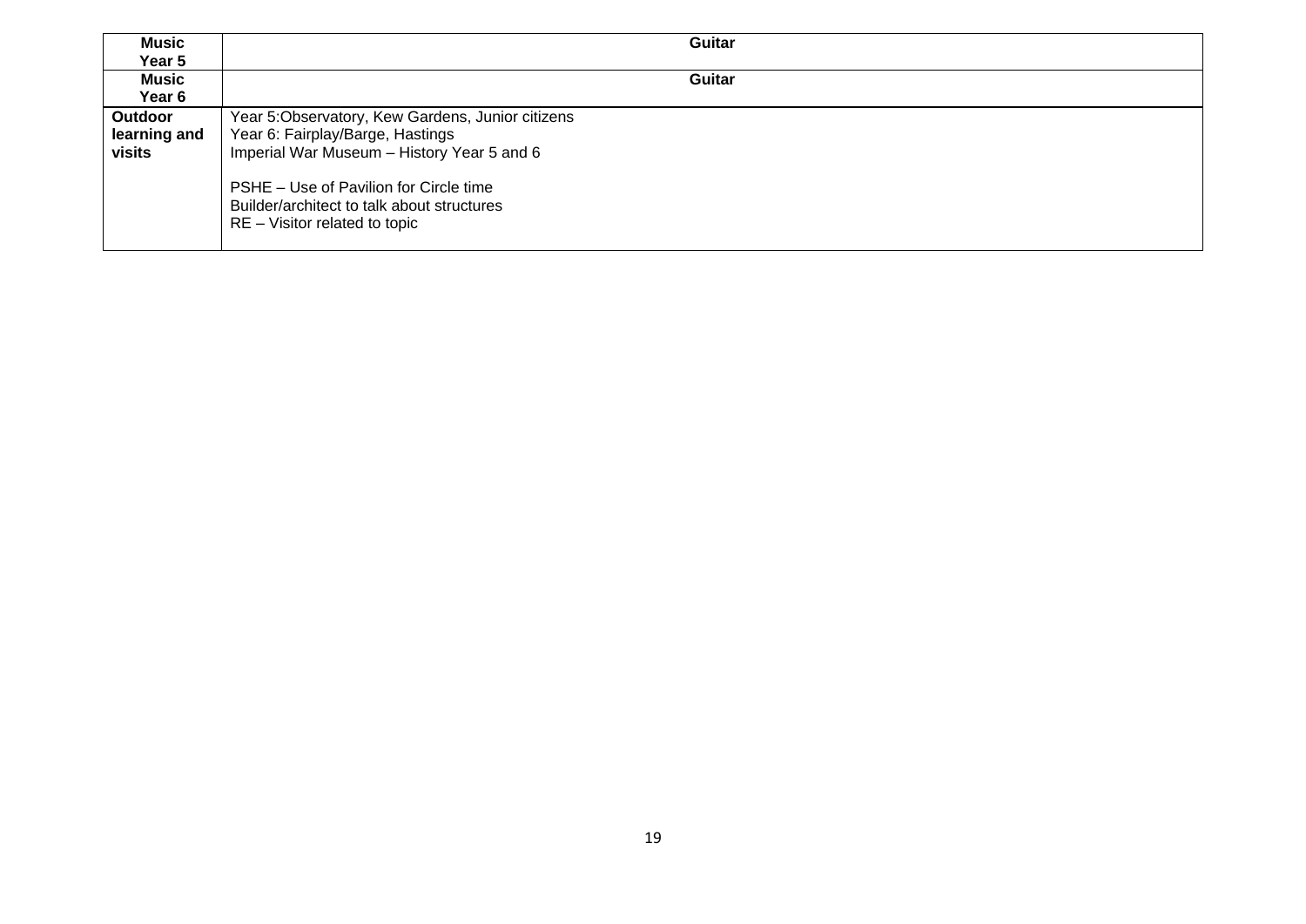| | |
|---|---|
| **Music Year 5** | **Guitar** |
| **Music Year 6** | **Guitar** |
| **Outdoor learning and visits** | Year 5:Observatory, Kew Gardens, Junior citizens<br>Year 6: Fairplay/Barge, Hastings<br>Imperial War Museum – History Year 5 and 6<br><br>PSHE – Use of Pavilion for Circle time<br>Builder/architect to talk about structures<br>RE – Visitor related to topic |